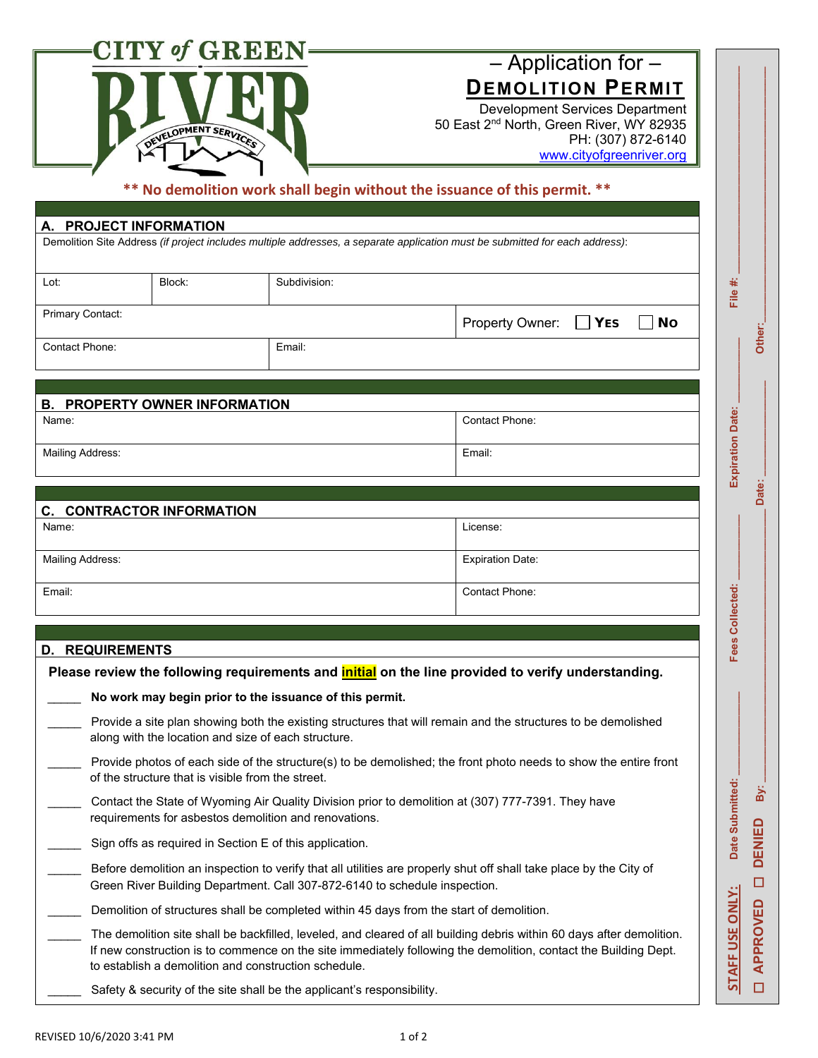CITY of GREEN RIVER
DEVELOPMENT SERVICES

# – Application for –
# DEMOLITION PERMIT

Development Services Department
50 East 2nd North, Green River, WY 82935
PH: (307) 872-6140
www.cityofgreenriver.org

**\*\* No demolition work shall begin without the issuance of this permit. \*\***

## A. PROJECT INFORMATION

Demolition Site Address *(if project includes multiple addresses, a separate application must be submitted for each address)*:

| Lot: | Block: | Subdivision: | |
|---|---|---|---|
| Primary Contact: | | | Property Owner: ☐ YES ☐ NO |
| Contact Phone: | | Email: | |

## B. PROPERTY OWNER INFORMATION

| Name: | Contact Phone: |
|---|---|
| Mailing Address: | Email: |

## C. CONTRACTOR INFORMATION

| Name: | License: |
|---|---|
| Mailing Address: | Expiration Date: |
| Email: | Contact Phone: |

## D. REQUIREMENTS

**Please review the following requirements and initial on the line provided to verify understanding.**

_____ **No work may begin prior to the issuance of this permit.**

_____ Provide a site plan showing both the existing structures that will remain and the structures to be demolished along with the location and size of each structure.

_____ Provide photos of each side of the structure(s) to be demolished; the front photo needs to show the entire front of the structure that is visible from the street.

_____ Contact the State of Wyoming Air Quality Division prior to demolition at (307) 777-7391. They have requirements for asbestos demolition and renovations.

_____ Sign offs as required in Section E of this application.

_____ Before demolition an inspection to verify that all utilities are properly shut off shall take place by the City of Green River Building Department. Call 307-872-6140 to schedule inspection.

_____ Demolition of structures shall be completed within 45 days from the start of demolition.

_____ The demolition site shall be backfilled, leveled, and cleared of all building debris within 60 days after demolition. If new construction is to commence on the site immediately following the demolition, contact the Building Dept. to establish a demolition and construction schedule.

_____ Safety & security of the site shall be the applicant's responsibility.

**STAFF USE ONLY:** Date Submitted: ________ Fees Collected: ________ Expiration Date: ________ File #: ________

☐ APPROVED ☐ DENIED By: ________ Date: ________ Other: ________

REVISED 10/6/2020 3:41 PM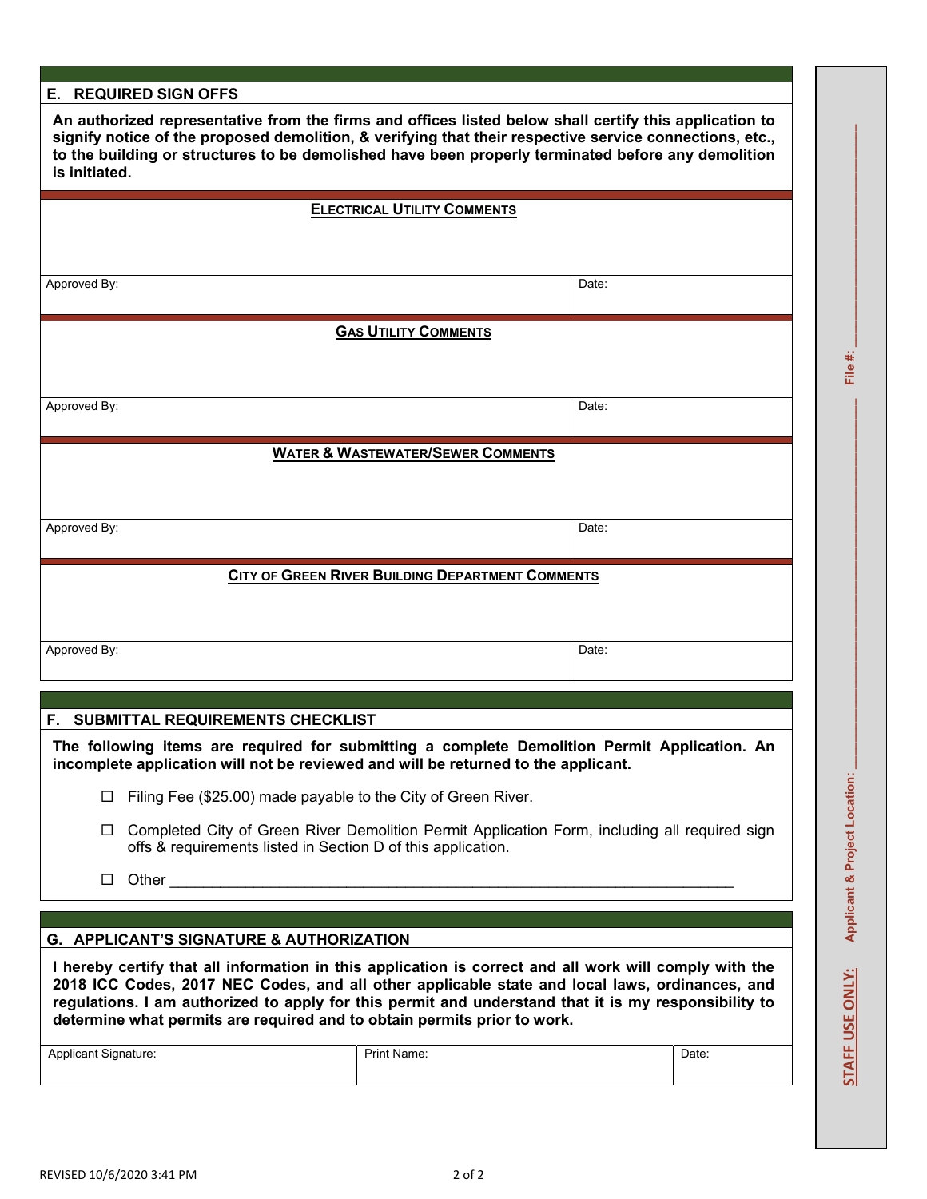## E. REQUIRED SIGN OFFS

**An authorized representative from the firms and offices listed below shall certify this application to signify notice of the proposed demolition, & verifying that their respective service connections, etc., to the building or structures to be demolished have been properly terminated before any demolition is initiated.**

**ELECTRICAL UTILITY COMMENTS**

| | |
|---|---|
| Approved By: | Date: |

**GAS UTILITY COMMENTS**

| | |
|---|---|
| Approved By: | Date: |

**WATER & WASTEWATER/SEWER COMMENTS**

| | |
|---|---|
| Approved By: | Date: |

**CITY OF GREEN RIVER BUILDING DEPARTMENT COMMENTS**

| | |
|---|---|
| Approved By: | Date: |

## F. SUBMITTAL REQUIREMENTS CHECKLIST

**The following items are required for submitting a complete Demolition Permit Application. An incomplete application will not be reviewed and will be returned to the applicant.**

- ☐ Filing Fee ($25.00) made payable to the City of Green River.
- ☐ Completed City of Green River Demolition Permit Application Form, including all required sign offs & requirements listed in Section D of this application.
- ☐ Other ____________________________________________________________________

## G. APPLICANT'S SIGNATURE & AUTHORIZATION

**I hereby certify that all information in this application is correct and all work will comply with the 2018 ICC Codes, 2017 NEC Codes, and all other applicable state and local laws, ordinances, and regulations. I am authorized to apply for this permit and understand that it is my responsibility to determine what permits are required and to obtain permits prior to work.**

| | | |
|---|---|---|
| Applicant Signature: | Print Name: | Date: |

STAFF USE ONLY: Applicant & Project Location: ______________________________ File #: ______________

REVISED 10/6/2020 3:41 PM